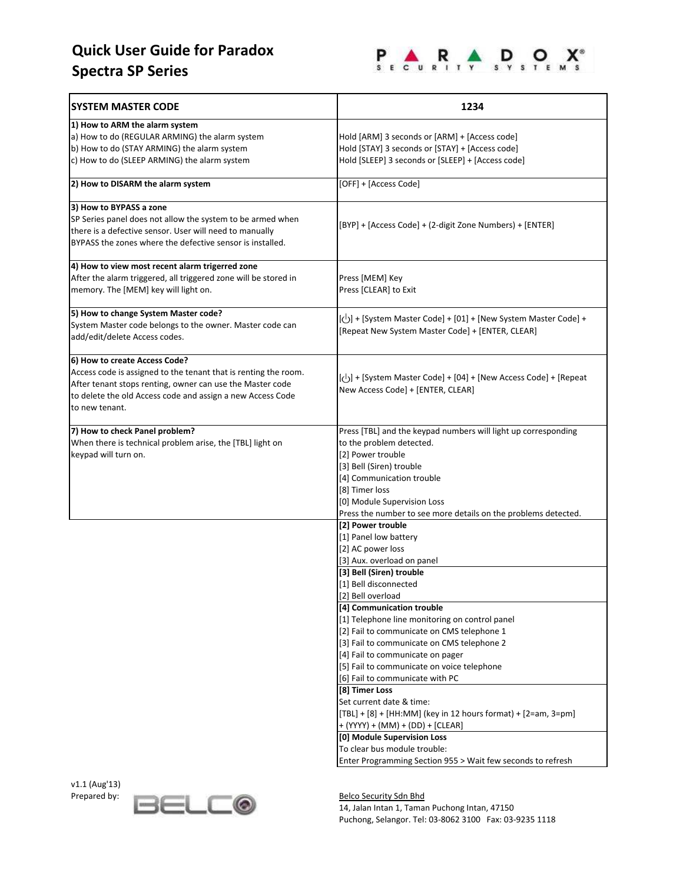# Quick User Guide for Paradox Spectra SP Series

PARADOX® SECURITY SYSTEMS

| SYSTEM MASTER CODE | 1234 |
|---|---|
| **1) How to ARM the alarm system**<br>a) How to do (REGULAR ARMING) the alarm system<br>b) How to do (STAY ARMING) the alarm system<br>c) How to do (SLEEP ARMING) the alarm system | Hold [ARM] 3 seconds or [ARM] + [Access code]<br>Hold [STAY] 3 seconds or [STAY] + [Access code]<br>Hold [SLEEP] 3 seconds or [SLEEP] + [Access code] |
| **2) How to DISARM the alarm system** | [OFF] + [Access Code] |
| **3) How to BYPASS a zone**<br>SP Series panel does not allow the system to be armed when there is a defective sensor. User will need to manually BYPASS the zones where the defective sensor is installed. | [BYP] + [Access Code] + (2-digit Zone Numbers) + [ENTER] |
| **4) How to view most recent alarm trigerred zone**<br>After the alarm triggered, all triggered zone will be stored in memory. The [MEM] key will light on. | Press [MEM] Key<br>Press [CLEAR] to Exit |
| **5) How to change System Master code?**<br>System Master code belongs to the owner. Master code can add/edit/delete Access codes. | [⏻] + [System Master Code] + [01] + [New System Master Code] + [Repeat New System Master Code] + [ENTER, CLEAR] |
| **6) How to create Access Code?**<br>Access code is assigned to the tenant that is renting the room. After tenant stops renting, owner can use the Master code to delete the old Access code and assign a new Access Code to new tenant. | [⏻] + [System Master Code] + [04] + [New Access Code] + [Repeat New Access Code] + [ENTER, CLEAR] |
| **7) How to check Panel problem?**<br>When there is technical problem arise, the [TBL] light on keypad will turn on. | Press [TBL] and the keypad numbers will light up corresponding to the problem detected.<br>[2] Power trouble<br>[3] Bell (Siren) trouble<br>[4] Communication trouble<br>[8] Timer loss<br>[0] Module Supervision Loss<br>Press the number to see more details on the problems detected. |
| | **[2] Power trouble**<br>[1] Panel low battery<br>[2] AC power loss<br>[3] Aux. overload on panel |
| | **[3] Bell (Siren) trouble**<br>[1] Bell disconnected<br>[2] Bell overload |
| | **[4] Communication trouble**<br>[1] Telephone line monitoring on control panel<br>[2] Fail to communicate on CMS telephone 1<br>[3] Fail to communicate on CMS telephone 2<br>[4] Fail to communicate on pager<br>[5] Fail to communicate on voice telephone<br>[6] Fail to communicate with PC |
| | **[8] Timer Loss**<br>Set current date & time:<br>[TBL] + [8] + [HH:MM] (key in 12 hours format) + [2=am, 3=pm] + (YYYY) + (MM) + (DD) + [CLEAR] |
| | **[0] Module Supervision Loss**<br>To clear bus module trouble:<br>Enter Programming Section 955 > Wait few seconds to refresh |

v1.1 (Aug'13)
Prepared by: BELCO

Belco Security Sdn Bhd
14, Jalan Intan 1, Taman Puchong Intan, 47150
Puchong, Selangor. Tel: 03-8062 3100 Fax: 03-9235 1118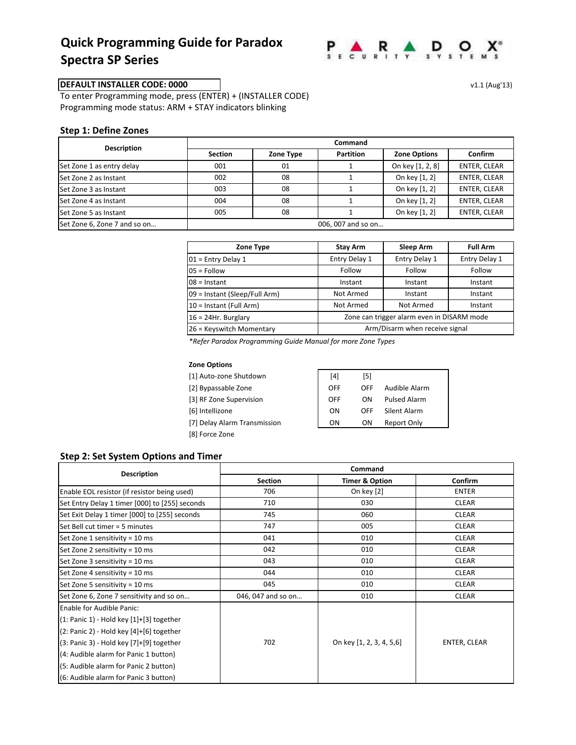# Quick Programming Guide for Paradox Spectra SP Series

**DEFAULT INSTALLER CODE: 0000**

v1.1 (Aug'13)

To enter Programming mode, press (ENTER) + (INSTALLER CODE)
Programming mode status: ARM + STAY indicators blinking

## Step 1: Define Zones

| Description | Command | | | | |
|---|---|---|---|---|---|
| | Section | Zone Type | Partition | Zone Options | Confirm |
| Set Zone 1 as entry delay | 001 | 01 | 1 | On key [1, 2, 8] | ENTER, CLEAR |
| Set Zone 2 as Instant | 002 | 08 | 1 | On key [1, 2] | ENTER, CLEAR |
| Set Zone 3 as Instant | 003 | 08 | 1 | On key [1, 2] | ENTER, CLEAR |
| Set Zone 4 as Instant | 004 | 08 | 1 | On key [1, 2] | ENTER, CLEAR |
| Set Zone 5 as Instant | 005 | 08 | 1 | On key [1, 2] | ENTER, CLEAR |
| Set Zone 6, Zone 7 and so on… | 006, 007 and so on… | | | | |

| Zone Type | Stay Arm | Sleep Arm | Full Arm |
|---|---|---|---|
| 01 = Entry Delay 1 | Entry Delay 1 | Entry Delay 1 | Entry Delay 1 |
| 05 = Follow | Follow | Follow | Follow |
| 08 = Instant | Instant | Instant | Instant |
| 09 = Instant (Sleep/Full Arm) | Not Armed | Instant | Instant |
| 10 = Instant (Full Arm) | Not Armed | Not Armed | Instant |
| 16 = 24Hr. Burglary | Zone can trigger alarm even in DISARM mode | | |
| 26 = Keyswitch Momentary | Arm/Disarm when receive signal | | |

*\*Refer Paradox Programming Guide Manual for more Zone Types*

**Zone Options**

[1] Auto-zone Shutdown
[2] Bypassable Zone
[3] RF Zone Supervision
[6] Intellizone
[7] Delay Alarm Transmission
[8] Force Zone

| [4] | [5] | |
|---|---|---|
| OFF | OFF | Audible Alarm |
| OFF | ON | Pulsed Alarm |
| ON | OFF | Silent Alarm |
| ON | ON | Report Only |

## Step 2: Set System Options and Timer

| Description | Command | | |
|---|---|---|---|
| | Section | Timer & Option | Confirm |
| Enable EOL resistor (if resistor being used) | 706 | On key [2] | ENTER |
| Set Entry Delay 1 timer [000] to [255] seconds | 710 | 030 | CLEAR |
| Set Exit Delay 1 timer [000] to [255] seconds | 745 | 060 | CLEAR |
| Set Bell cut timer = 5 minutes | 747 | 005 | CLEAR |
| Set Zone 1 sensitivity = 10 ms | 041 | 010 | CLEAR |
| Set Zone 2 sensitivity = 10 ms | 042 | 010 | CLEAR |
| Set Zone 3 sensitivity = 10 ms | 043 | 010 | CLEAR |
| Set Zone 4 sensitivity = 10 ms | 044 | 010 | CLEAR |
| Set Zone 5 sensitivity = 10 ms | 045 | 010 | CLEAR |
| Set Zone 6, Zone 7 sensitivity and so on… | 046, 047 and so on… | 010 | CLEAR |
| Enable for Audible Panic:<br>(1: Panic 1) - Hold key [1]+[3] together<br>(2: Panic 2) - Hold key [4]+[6] together<br>(3: Panic 3) - Hold key [7]+[9] together<br>(4: Audible alarm for Panic 1 button)<br>(5: Audible alarm for Panic 2 button)<br>(6: Audible alarm for Panic 3 button) | 702 | On key [1, 2, 3, 4, 5,6] | ENTER, CLEAR |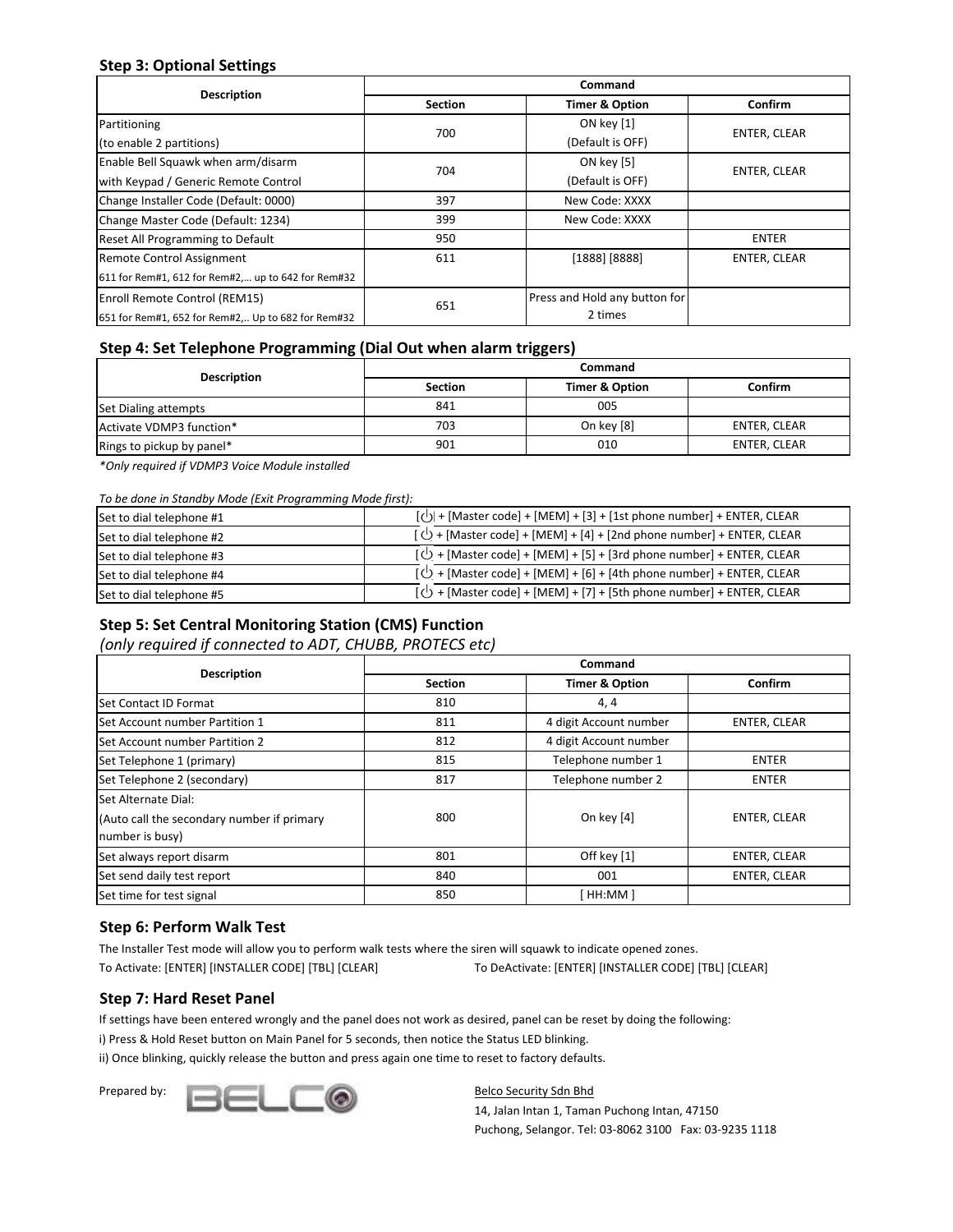### Step 3: Optional Settings

| Description | Command | | |
|---|---|---|---|
| | Section | Timer & Option | Confirm |
| Partitioning (to enable 2 partitions) | 700 | ON key [1] (Default is OFF) | ENTER, CLEAR |
| Enable Bell Squawk when arm/disarm with Keypad / Generic Remote Control | 704 | ON key [5] (Default is OFF) | ENTER, CLEAR |
| Change Installer Code (Default: 0000) | 397 | New Code: XXXX | |
| Change Master Code (Default: 1234) | 399 | New Code: XXXX | |
| Reset All Programming to Default | 950 | | ENTER |
| Remote Control Assignment 611 for Rem#1, 612 for Rem#2,… up to 642 for Rem#32 | 611 | [1888] [8888] | ENTER, CLEAR |
| Enroll Remote Control (REM15) 651 for Rem#1, 652 for Rem#2,.. Up to 682 for Rem#32 | 651 | Press and Hold any button for 2 times | |

### Step 4: Set Telephone Programming (Dial Out when alarm triggers)

| Description | Command | | |
|---|---|---|---|
| | Section | Timer & Option | Confirm |
| Set Dialing attempts | 841 | 005 | |
| Activate VDMP3 function* | 703 | On key [8] | ENTER, CLEAR |
| Rings to pickup by panel* | 901 | 010 | ENTER, CLEAR |

*\*Only required if VDMP3 Voice Module installed*

*To be done in Standby Mode (Exit Programming Mode first):*

| | |
|---|---|
| Set to dial telephone #1 | [⏻] + [Master code] + [MEM] + [3] + [1st phone number] + ENTER, CLEAR |
| Set to dial telephone #2 | [⏻] + [Master code] + [MEM] + [4] + [2nd phone number] + ENTER, CLEAR |
| Set to dial telephone #3 | [⏻] + [Master code] + [MEM] + [5] + [3rd phone number] + ENTER, CLEAR |
| Set to dial telephone #4 | [⏻] + [Master code] + [MEM] + [6] + [4th phone number] + ENTER, CLEAR |
| Set to dial telephone #5 | [⏻] + [Master code] + [MEM] + [7] + [5th phone number] + ENTER, CLEAR |

### Step 5: Set Central Monitoring Station (CMS) Function
*(only required if connected to ADT, CHUBB, PROTECS etc)*

| Description | Command | | |
|---|---|---|---|
| | Section | Timer & Option | Confirm |
| Set Contact ID Format | 810 | 4, 4 | |
| Set Account number Partition 1 | 811 | 4 digit Account number | ENTER, CLEAR |
| Set Account number Partition 2 | 812 | 4 digit Account number | |
| Set Telephone 1 (primary) | 815 | Telephone number 1 | ENTER |
| Set Telephone 2 (secondary) | 817 | Telephone number 2 | ENTER |
| Set Alternate Dial: (Auto call the secondary number if primary number is busy) | 800 | On key [4] | ENTER, CLEAR |
| Set always report disarm | 801 | Off key [1] | ENTER, CLEAR |
| Set send daily test report | 840 | 001 | ENTER, CLEAR |
| Set time for test signal | 850 | [ HH:MM ] | |

### Step 6: Perform Walk Test

The Installer Test mode will allow you to perform walk tests where the siren will squawk to indicate opened zones.

To Activate: [ENTER] [INSTALLER CODE] [TBL] [CLEAR]

To DeActivate: [ENTER] [INSTALLER CODE] [TBL] [CLEAR]

### Step 7: Hard Reset Panel

If settings have been entered wrongly and the panel does not work as desired, panel can be reset by doing the following:

i) Press & Hold Reset button on Main Panel for 5 seconds, then notice the Status LED blinking.

ii) Once blinking, quickly release the button and press again one time to reset to factory defaults.

Prepared by: BELCO

Belco Security Sdn Bhd
14, Jalan Intan 1, Taman Puchong Intan, 47150
Puchong, Selangor. Tel: 03-8062 3100 Fax: 03-9235 1118